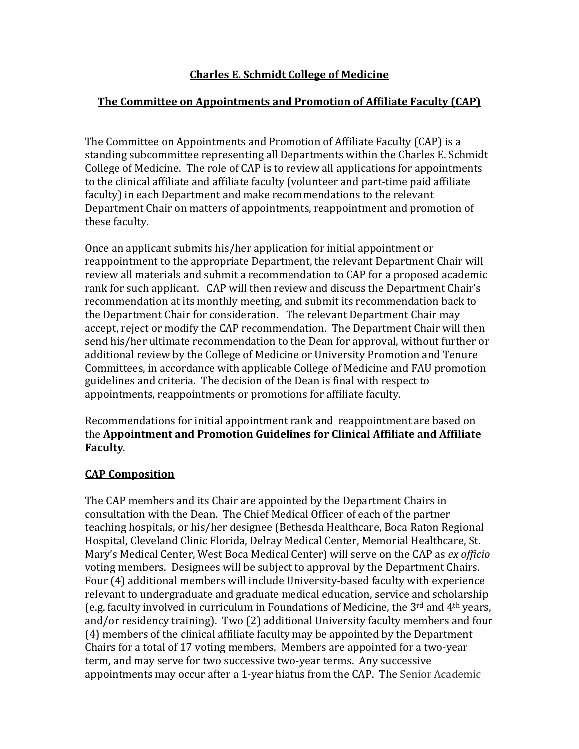**Charles E. Schmidt College of Medicine**

**The Committee on Appointments and Promotion of Affiliate Faculty (CAP)**

The Committee on Appointments and Promotion of Affiliate Faculty (CAP) is a standing subcommittee representing all Departments within the Charles E. Schmidt College of Medicine. The role of CAP is to review all applications for appointments to the clinical affiliate and affiliate faculty (volunteer and part-time paid affiliate faculty) in each Department and make recommendations to the relevant Department Chair on matters of appointments, reappointment and promotion of these faculty.

Once an applicant submits his/her application for initial appointment or reappointment to the appropriate Department, the relevant Department Chair will review all materials and submit a recommendation to CAP for a proposed academic rank for such applicant. CAP will then review and discuss the Department Chair's recommendation at its monthly meeting, and submit its recommendation back to the Department Chair for consideration. The relevant Department Chair may accept, reject or modify the CAP recommendation. The Department Chair will then send his/her ultimate recommendation to the Dean for approval, without further or additional review by the College of Medicine or University Promotion and Tenure Committees, in accordance with applicable College of Medicine and FAU promotion guidelines and criteria. The decision of the Dean is final with respect to appointments, reappointments or promotions for affiliate faculty.

Recommendations for initial appointment rank and reappointment are based on the **Appointment and Promotion Guidelines for Clinical Affiliate and Affiliate Faculty**.

**CAP Composition**

The CAP members and its Chair are appointed by the Department Chairs in consultation with the Dean. The Chief Medical Officer of each of the partner teaching hospitals, or his/her designee (Bethesda Healthcare, Boca Raton Regional Hospital, Cleveland Clinic Florida, Delray Medical Center, Memorial Healthcare, St. Mary's Medical Center, West Boca Medical Center) will serve on the CAP as *ex officio* voting members. Designees will be subject to approval by the Department Chairs. Four (4) additional members will include University-based faculty with experience relevant to undergraduate and graduate medical education, service and scholarship (e.g. faculty involved in curriculum in Foundations of Medicine, the 3rd and 4th years, and/or residency training). Two (2) additional University faculty members and four (4) members of the clinical affiliate faculty may be appointed by the Department Chairs for a total of 17 voting members. Members are appointed for a two-year term, and may serve for two successive two-year terms. Any successive appointments may occur after a 1-year hiatus from the CAP. The Senior Academic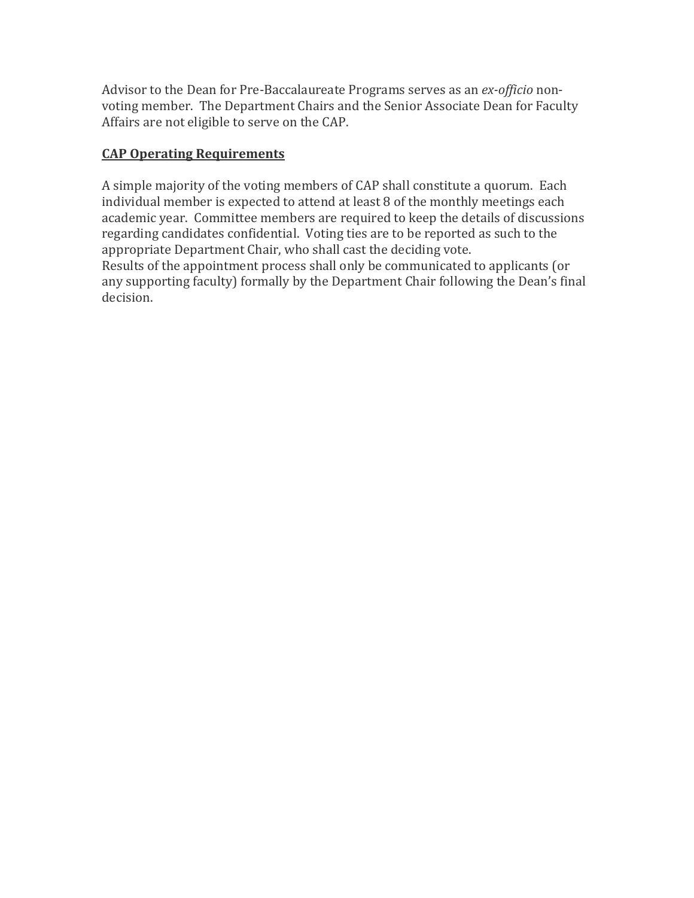Advisor to the Dean for Pre-Baccalaureate Programs serves as an *ex-officio* non-voting member. The Department Chairs and the Senior Associate Dean for Faculty Affairs are not eligible to serve on the CAP.

## **CAP Operating Requirements**

A simple majority of the voting members of CAP shall constitute a quorum. Each individual member is expected to attend at least 8 of the monthly meetings each academic year. Committee members are required to keep the details of discussions regarding candidates confidential. Voting ties are to be reported as such to the appropriate Department Chair, who shall cast the deciding vote.
Results of the appointment process shall only be communicated to applicants (or any supporting faculty) formally by the Department Chair following the Dean's final decision.